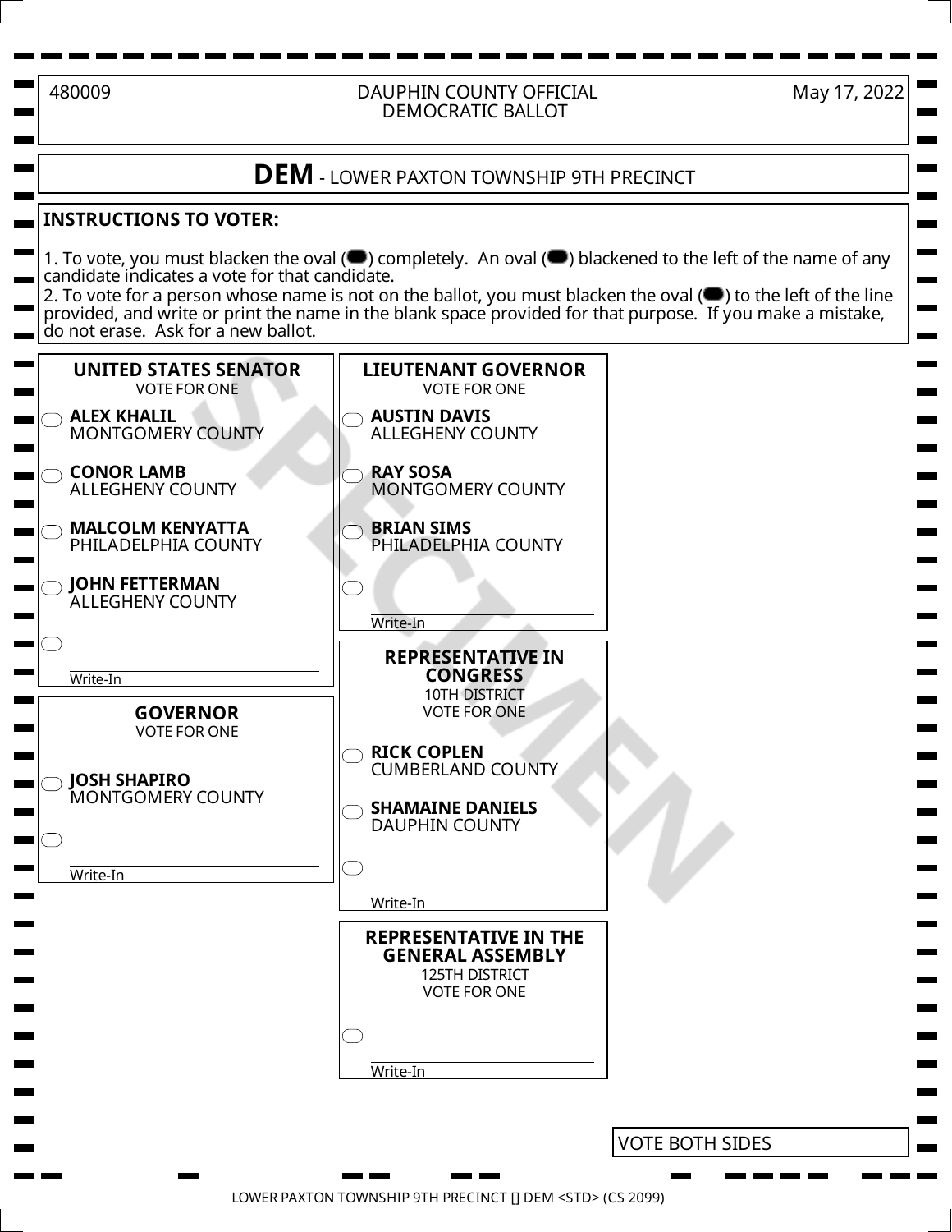480009 — DAUPHIN COUNTY OFFICIAL DEMOCRATIC BALLOT — May 17, 2022

# DEM - LOWER PAXTON TOWNSHIP 9TH PRECINCT

**INSTRUCTIONS TO VOTER:**

1. To vote, you must blacken the oval ( ) completely. An oval ( ) blackened to the left of the name of any candidate indicates a vote for that candidate.
2. To vote for a person whose name is not on the ballot, you must blacken the oval ( ) to the left of the line provided, and write or print the name in the blank space provided for that purpose. If you make a mistake, do not erase. Ask for a new ballot.

## UNITED STATES SENATOR
VOTE FOR ONE

- **ALEX KHALIL** MONTGOMERY COUNTY
- **CONOR LAMB** ALLEGHENY COUNTY
- **MALCOLM KENYATTA** PHILADELPHIA COUNTY
- **JOHN FETTERMAN** ALLEGHENY COUNTY
- Write-In

## GOVERNOR
VOTE FOR ONE

- **JOSH SHAPIRO** MONTGOMERY COUNTY
- Write-In

## LIEUTENANT GOVERNOR
VOTE FOR ONE

- **AUSTIN DAVIS** ALLEGHENY COUNTY
- **RAY SOSA** MONTGOMERY COUNTY
- **BRIAN SIMS** PHILADELPHIA COUNTY
- Write-In

## REPRESENTATIVE IN CONGRESS
10TH DISTRICT
VOTE FOR ONE

- **RICK COPLEN** CUMBERLAND COUNTY
- **SHAMAINE DANIELS** DAUPHIN COUNTY
- Write-In

## REPRESENTATIVE IN THE GENERAL ASSEMBLY
125TH DISTRICT
VOTE FOR ONE

- Write-In

VOTE BOTH SIDES

LOWER PAXTON TOWNSHIP 9TH PRECINCT [] DEM <STD> (CS 2099)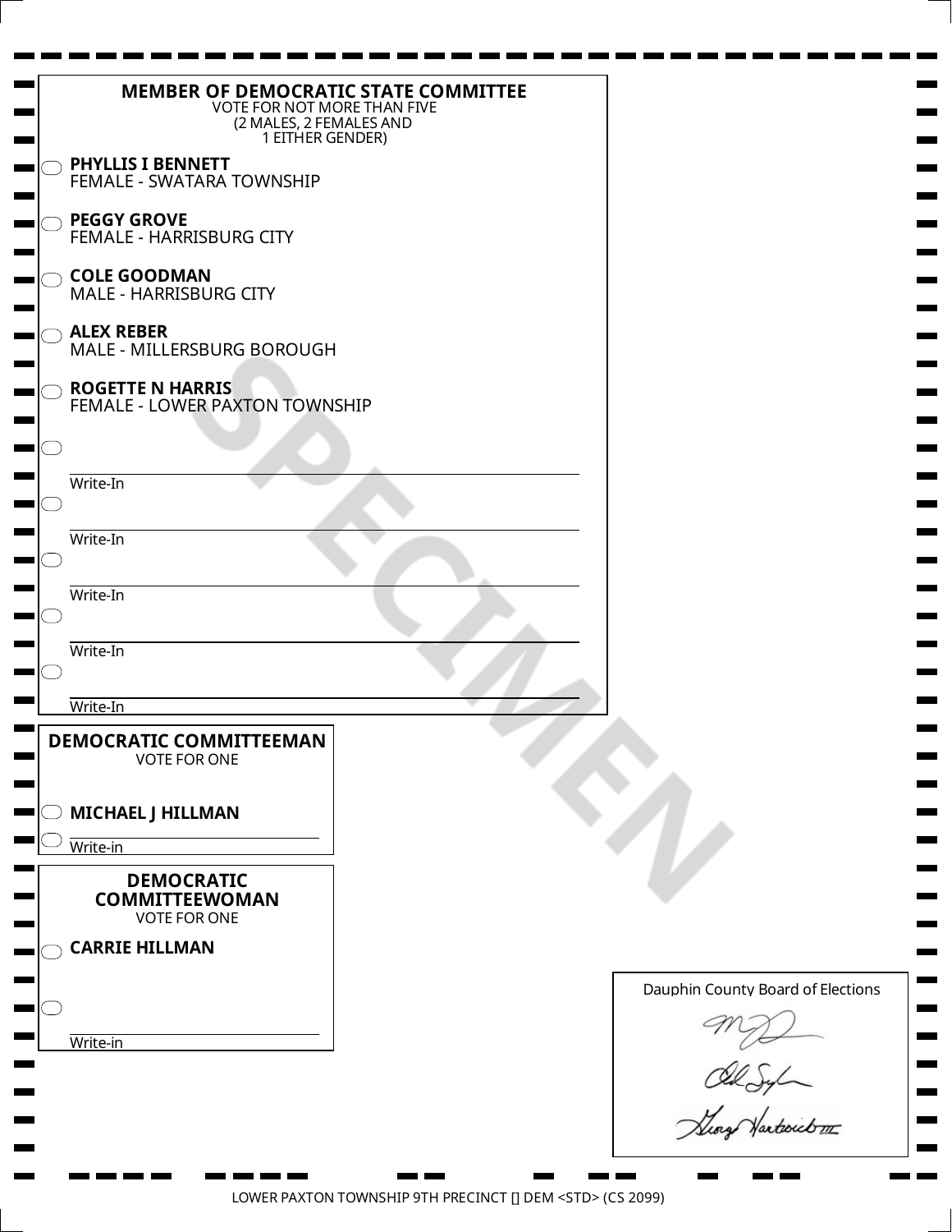## MEMBER OF DEMOCRATIC STATE COMMITTEE

VOTE FOR NOT MORE THAN FIVE
(2 MALES, 2 FEMALES AND
1 EITHER GENDER)

- **PHYLLIS I BENNETT**
  FEMALE - SWATARA TOWNSHIP
- **PEGGY GROVE**
  FEMALE - HARRISBURG CITY
- **COLE GOODMAN**
  MALE - HARRISBURG CITY
- **ALEX REBER**
  MALE - MILLERSBURG BOROUGH
- **ROGETTE N HARRIS**
  FEMALE - LOWER PAXTON TOWNSHIP
- Write-In
- Write-In
- Write-In
- Write-In
- Write-In

## DEMOCRATIC COMMITTEEMAN

VOTE FOR ONE

- **MICHAEL J HILLMAN**
- Write-in

## DEMOCRATIC COMMITTEEWOMAN

VOTE FOR ONE

- **CARRIE HILLMAN**
- Write-in

Dauphin County Board of Elections

SPECIMEN

LOWER PAXTON TOWNSHIP 9TH PRECINCT [] DEM <STD> (CS 2099)